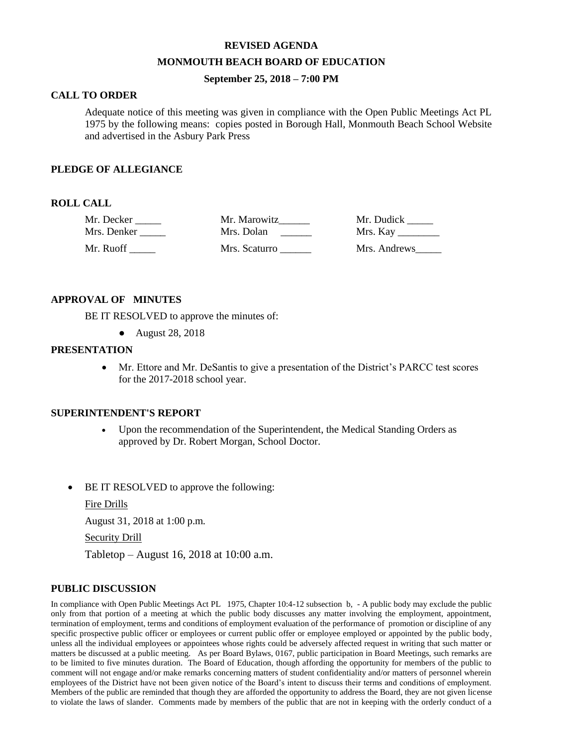**REVISED AGENDA**

**MONMOUTH BEACH BOARD OF EDUCATION**

**September 25, 2018 – 7:00 PM**

## CALL TO ORDER

Adequate notice of this meeting was given in compliance with the Open Public Meetings Act PL 1975 by the following means: copies posted in Borough Hall, Monmouth Beach School Website and advertised in the Asbury Park Press

## PLEDGE OF ALLEGIANCE

## ROLL CALL

| | | |
|---|---|---|
| Mr. Decker _____ | Mr. Marowitz______ | Mr. Dudick _____ |
| Mrs. Denker _____ | Mrs. Dolan ______ | Mrs. Kay ________ |
| Mr. Ruoff _____ | Mrs. Scaturro ______ | Mrs. Andrews_____ |

## APPROVAL OF MINUTES

BE IT RESOLVED to approve the minutes of:

- August 28, 2018

## PRESENTATION

- Mr. Ettore and Mr. DeSantis to give a presentation of the District's PARCC test scores for the 2017-2018 school year.

## SUPERINTENDENT'S REPORT

- Upon the recommendation of the Superintendent, the Medical Standing Orders as approved by Dr. Robert Morgan, School Doctor.

- BE IT RESOLVED to approve the following:

  Fire Drills

  August 31, 2018 at 1:00 p.m.

  Security Drill

  Tabletop – August 16, 2018 at 10:00 a.m.

## PUBLIC DISCUSSION

In compliance with Open Public Meetings Act PL 1975, Chapter 10:4-12 subsection b, - A public body may exclude the public only from that portion of a meeting at which the public body discusses any matter involving the employment, appointment, termination of employment, terms and conditions of employment evaluation of the performance of promotion or discipline of any specific prospective public officer or employees or current public offer or employee employed or appointed by the public body, unless all the individual employees or appointees whose rights could be adversely affected request in writing that such matter or matters be discussed at a public meeting. As per Board Bylaws, 0167, public participation in Board Meetings, such remarks are to be limited to five minutes duration. The Board of Education, though affording the opportunity for members of the public to comment will not engage and/or make remarks concerning matters of student confidentiality and/or matters of personnel wherein employees of the District have not been given notice of the Board's intent to discuss their terms and conditions of employment. Members of the public are reminded that though they are afforded the opportunity to address the Board, they are not given license to violate the laws of slander. Comments made by members of the public that are not in keeping with the orderly conduct of a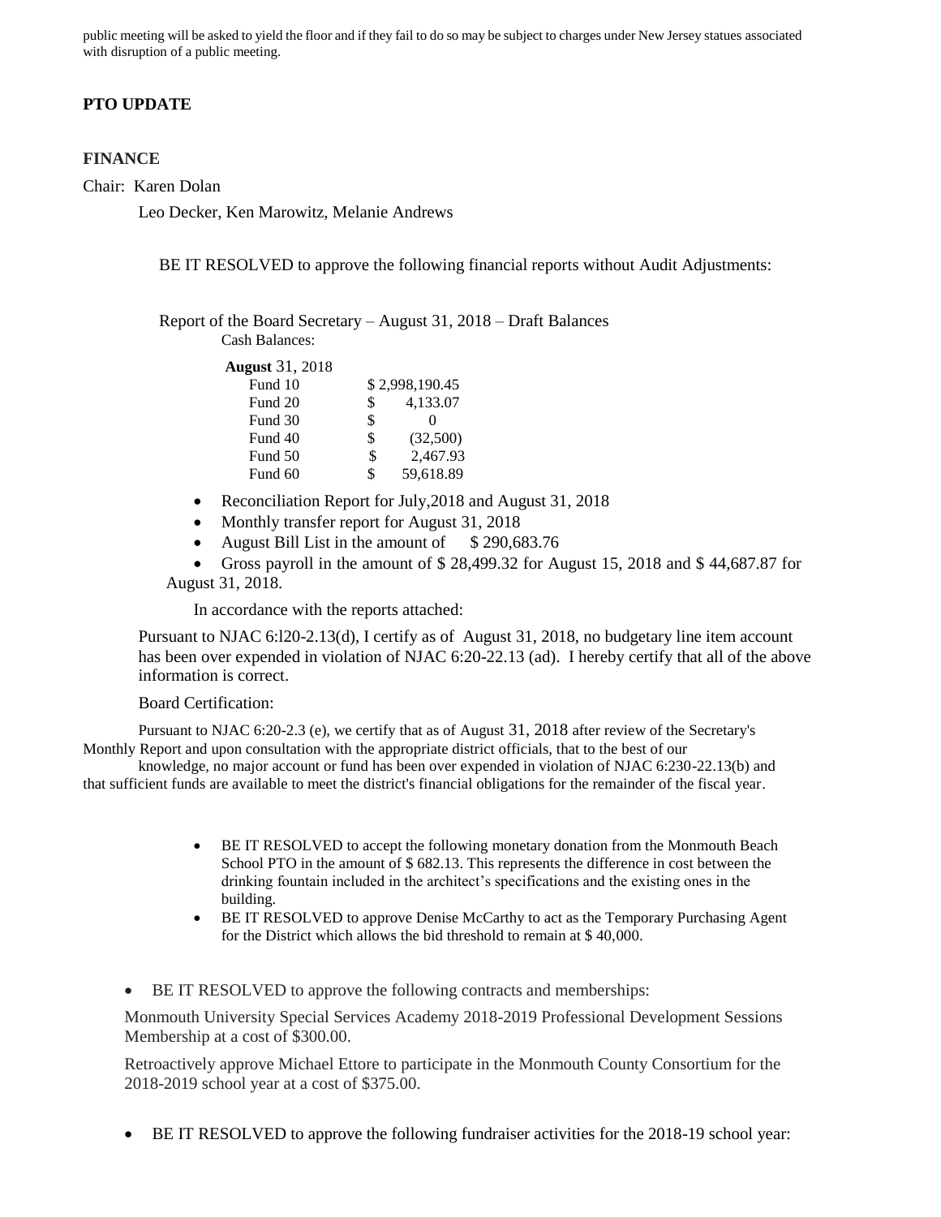public meeting will be asked to yield the floor and if they fail to do so may be subject to charges under New Jersey statues associated with disruption of a public meeting.

**PTO UPDATE**

**FINANCE**

Chair: Karen Dolan

Leo Decker, Ken Marowitz, Melanie Andrews

BE IT RESOLVED to approve the following financial reports without Audit Adjustments:

Report of the Board Secretary – August 31, 2018 – Draft Balances

Cash Balances:

| **August** 31, 2018 | |
|---|---|
| Fund 10 | $ 2,998,190.45 |
| Fund 20 | $ 4,133.07 |
| Fund 30 | $ 0 |
| Fund 40 | $ (32,500) |
| Fund 50 | $ 2,467.93 |
| Fund 60 | $ 59,618.89 |

- Reconciliation Report for July,2018 and August 31, 2018
- Monthly transfer report for August 31, 2018
- August Bill List in the amount of $ 290,683.76
- Gross payroll in the amount of $ 28,499.32 for August 15, 2018 and $ 44,687.87 for August 31, 2018.

In accordance with the reports attached:

Pursuant to NJAC 6:l20-2.13(d), I certify as of August 31, 2018, no budgetary line item account has been over expended in violation of NJAC 6:20-22.13 (ad). I hereby certify that all of the above information is correct.

Board Certification:

Pursuant to NJAC 6:20-2.3 (e), we certify that as of August 31, 2018 after review of the Secretary's Monthly Report and upon consultation with the appropriate district officials, that to the best of our knowledge, no major account or fund has been over expended in violation of NJAC 6:230-22.13(b) and that sufficient funds are available to meet the district's financial obligations for the remainder of the fiscal year.

- BE IT RESOLVED to accept the following monetary donation from the Monmouth Beach School PTO in the amount of $ 682.13. This represents the difference in cost between the drinking fountain included in the architect's specifications and the existing ones in the building.
- BE IT RESOLVED to approve Denise McCarthy to act as the Temporary Purchasing Agent for the District which allows the bid threshold to remain at $ 40,000.

- BE IT RESOLVED to approve the following contracts and memberships:

Monmouth University Special Services Academy 2018-2019 Professional Development Sessions Membership at a cost of $300.00.

Retroactively approve Michael Ettore to participate in the Monmouth County Consortium for the 2018-2019 school year at a cost of $375.00.

- BE IT RESOLVED to approve the following fundraiser activities for the 2018-19 school year: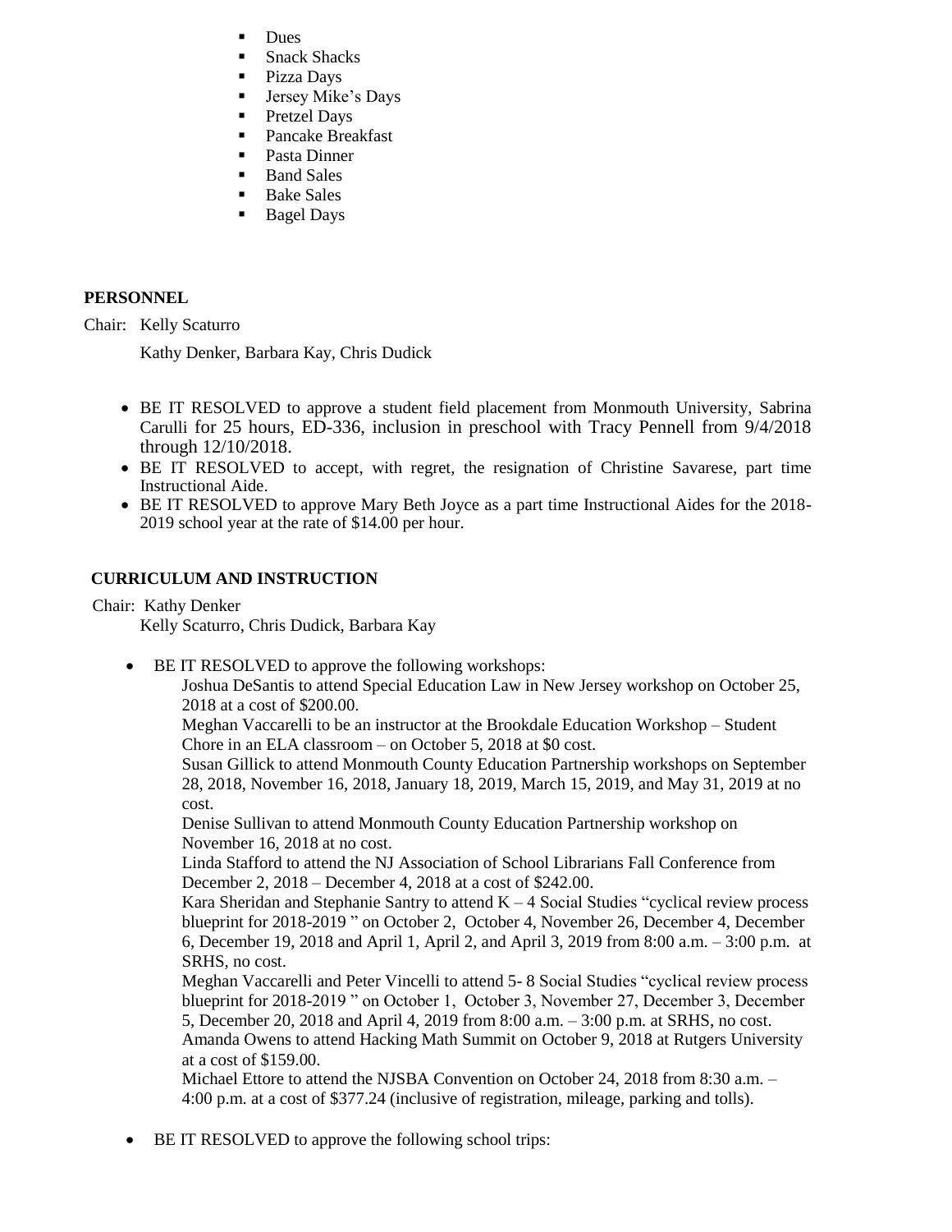- Dues
- Snack Shacks
- Pizza Days
- Jersey Mike's Days
- Pretzel Days
- Pancake Breakfast
- Pasta Dinner
- Band Sales
- Bake Sales
- Bagel Days

**PERSONNEL**

Chair: Kelly Scaturro

Kathy Denker, Barbara Kay, Chris Dudick

- BE IT RESOLVED to approve a student field placement from Monmouth University, Sabrina Carulli for 25 hours, ED-336, inclusion in preschool with Tracy Pennell from 9/4/2018 through 12/10/2018.
- BE IT RESOLVED to accept, with regret, the resignation of Christine Savarese, part time Instructional Aide.
- BE IT RESOLVED to approve Mary Beth Joyce as a part time Instructional Aides for the 2018-2019 school year at the rate of $14.00 per hour.

**CURRICULUM AND INSTRUCTION**

Chair: Kathy Denker

Kelly Scaturro, Chris Dudick, Barbara Kay

- BE IT RESOLVED to approve the following workshops:

  Joshua DeSantis to attend Special Education Law in New Jersey workshop on October 25, 2018 at a cost of $200.00.

  Meghan Vaccarelli to be an instructor at the Brookdale Education Workshop – Student Chore in an ELA classroom – on October 5, 2018 at $0 cost.

  Susan Gillick to attend Monmouth County Education Partnership workshops on September 28, 2018, November 16, 2018, January 18, 2019, March 15, 2019, and May 31, 2019 at no cost.

  Denise Sullivan to attend Monmouth County Education Partnership workshop on November 16, 2018 at no cost.

  Linda Stafford to attend the NJ Association of School Librarians Fall Conference from December 2, 2018 – December 4, 2018 at a cost of $242.00.

  Kara Sheridan and Stephanie Santry to attend K – 4 Social Studies "cyclical review process blueprint for 2018-2019 " on October 2, October 4, November 26, December 4, December 6, December 19, 2018 and April 1, April 2, and April 3, 2019 from 8:00 a.m. – 3:00 p.m. at SRHS, no cost.

  Meghan Vaccarelli and Peter Vincelli to attend 5- 8 Social Studies "cyclical review process blueprint for 2018-2019 " on October 1, October 3, November 27, December 3, December 5, December 20, 2018 and April 4, 2019 from 8:00 a.m. – 3:00 p.m. at SRHS, no cost.

  Amanda Owens to attend Hacking Math Summit on October 9, 2018 at Rutgers University at a cost of $159.00.

  Michael Ettore to attend the NJSBA Convention on October 24, 2018 from 8:30 a.m. – 4:00 p.m. at a cost of $377.24 (inclusive of registration, mileage, parking and tolls).

- BE IT RESOLVED to approve the following school trips: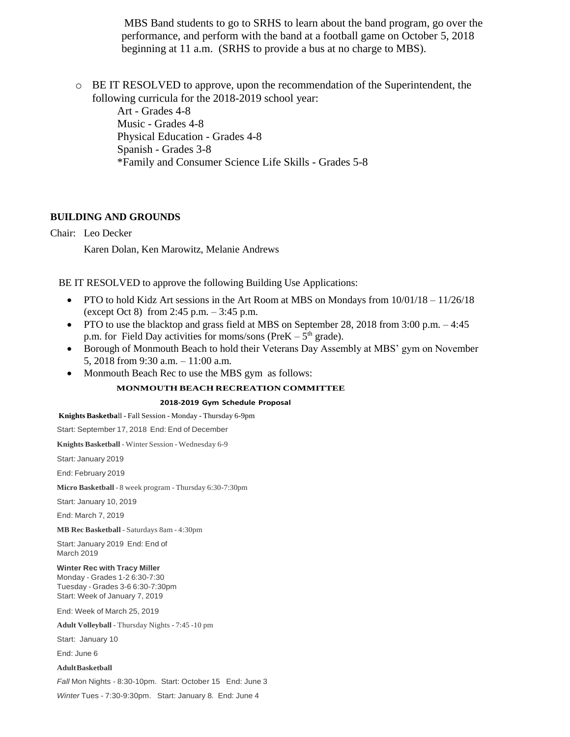MBS Band students to go to SRHS to learn about the band program, go over the performance, and perform with the band at a football game on October 5, 2018 beginning at 11 a.m. (SRHS to provide a bus at no charge to MBS).

- BE IT RESOLVED to approve, upon the recommendation of the Superintendent, the following curricula for the 2018-2019 school year:

  Art - Grades 4-8
  Music - Grades 4-8
  Physical Education - Grades 4-8
  Spanish - Grades 3-8
  *Family and Consumer Science Life Skills - Grades 5-8

**BUILDING AND GROUNDS**

Chair: Leo Decker

Karen Dolan, Ken Marowitz, Melanie Andrews

BE IT RESOLVED to approve the following Building Use Applications:

- PTO to hold Kidz Art sessions in the Art Room at MBS on Mondays from 10/01/18 – 11/26/18 (except Oct 8) from 2:45 p.m. – 3:45 p.m.
- PTO to use the blacktop and grass field at MBS on September 28, 2018 from 3:00 p.m. – 4:45 p.m. for Field Day activities for moms/sons (PreK – 5th grade).
- Borough of Monmouth Beach to hold their Veterans Day Assembly at MBS' gym on November 5, 2018 from 9:30 a.m. – 11:00 a.m.
- Monmouth Beach Rec to use the MBS gym as follows:

**MONMOUTH BEACH RECREATION COMMITTEE**

**2018-2019 Gym Schedule Proposal**

**Knights Basketball** - Fall Session - Monday - Thursday 6-9pm

Start: September 17, 2018 End: End of December

**Knights Basketball** - Winter Session - Wednesday 6-9

Start: January 2019

End: February 2019

**Micro Basketball** - 8 week program - Thursday 6:30-7:30pm

Start: January 10, 2019

End: March 7, 2019

**MB Rec Basketball** - Saturdays 8am - 4:30pm

Start: January 2019 End: End of March 2019

**Winter Rec with Tracy Miller**
Monday - Grades 1-2 6:30-7:30
Tuesday - Grades 3-6 6:30-7:30pm
Start: Week of January 7, 2019

End: Week of March 25, 2019

**Adult Volleyball** - Thursday Nights - 7:45 -10 pm

Start: January 10

End: June 6

**Adult Basketball**

*Fall* Mon Nights - 8:30-10pm. Start: October 15 End: June 3

*Winter* Tues - 7:30-9:30pm. Start: January 8. End: June 4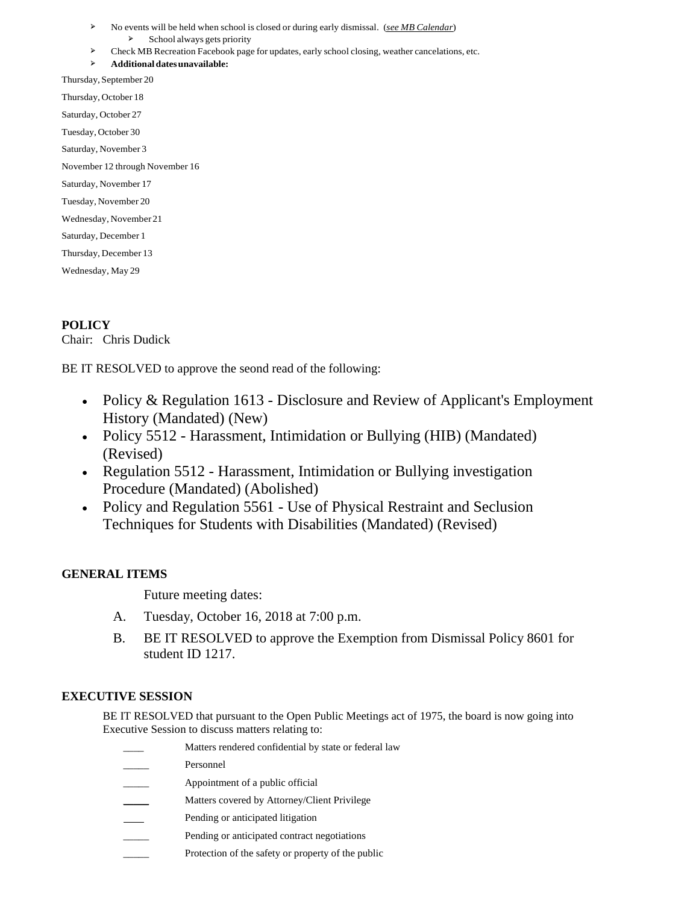- No events will be held when school is closed or during early dismissal. (*see MB Calendar*)
  - School always gets priority
- Check MB Recreation Facebook page for updates, early school closing, weather cancelations, etc.
- **Additional dates unavailable:**

Thursday, September 20

Thursday, October 18

Saturday, October 27

Tuesday, October 30

Saturday, November 3

November 12 through November 16

Saturday, November 17

Tuesday, November 20

Wednesday, November 21

Saturday, December 1

Thursday, December 13

Wednesday, May 29

**POLICY**
Chair: Chris Dudick

BE IT RESOLVED to approve the seond read of the following:

- Policy & Regulation 1613 - Disclosure and Review of Applicant's Employment History (Mandated) (New)
- Policy 5512 - Harassment, Intimidation or Bullying (HIB) (Mandated) (Revised)
- Regulation 5512 - Harassment, Intimidation or Bullying investigation Procedure (Mandated) (Abolished)
- Policy and Regulation 5561 - Use of Physical Restraint and Seclusion Techniques for Students with Disabilities (Mandated) (Revised)

**GENERAL ITEMS**

Future meeting dates:

A. Tuesday, October 16, 2018 at 7:00 p.m.

B. BE IT RESOLVED to approve the Exemption from Dismissal Policy 8601 for student ID 1217.

**EXECUTIVE SESSION**

BE IT RESOLVED that pursuant to the Open Public Meetings act of 1975, the board is now going into Executive Session to discuss matters relating to:

____ Matters rendered confidential by state or federal law

_____ Personnel

_____ Appointment of a public official

_____ Matters covered by Attorney/Client Privilege

____ Pending or anticipated litigation

_____ Pending or anticipated contract negotiations

_____ Protection of the safety or property of the public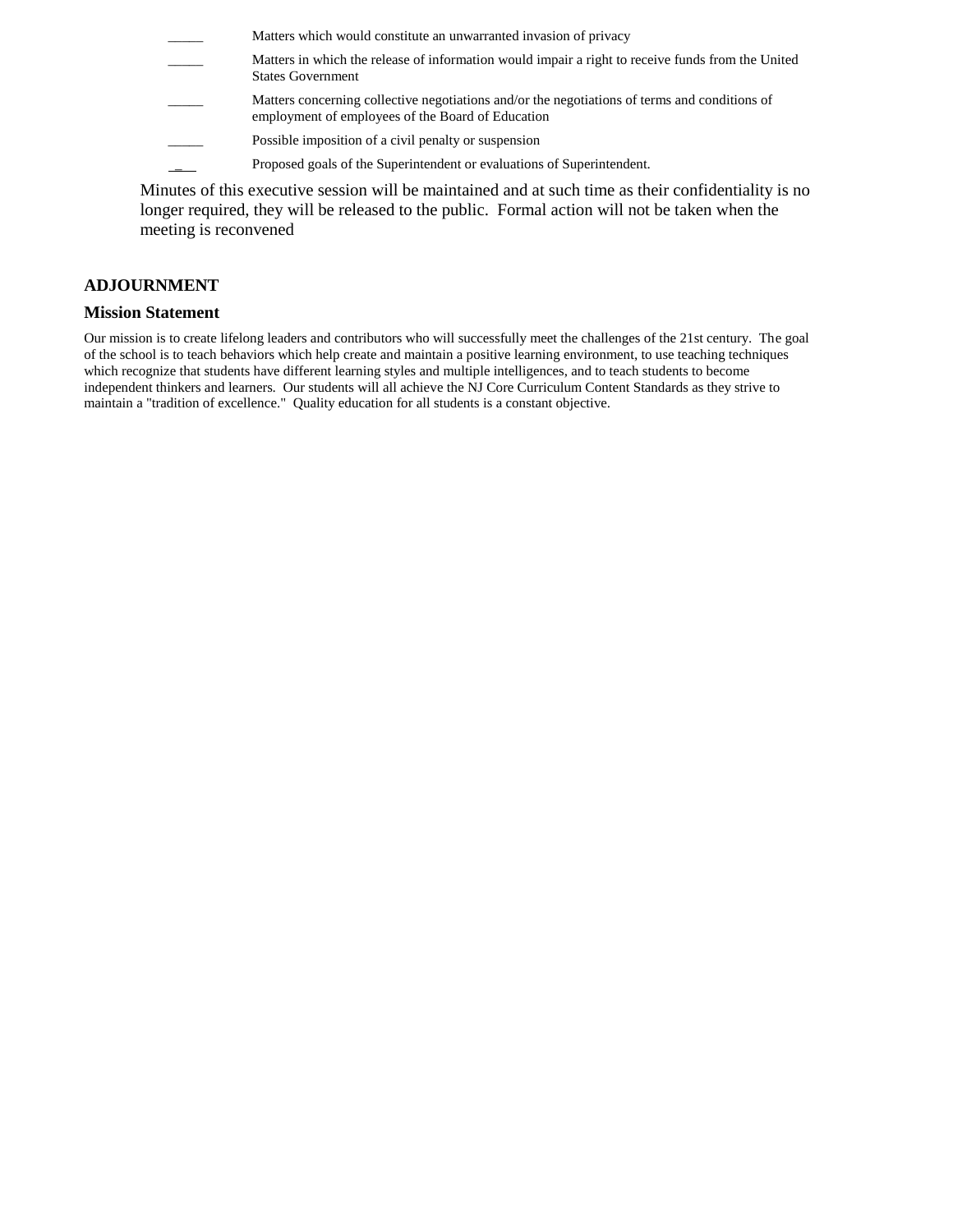_____ Matters which would constitute an unwarranted invasion of privacy

_____ Matters in which the release of information would impair a right to receive funds from the United States Government

_____ Matters concerning collective negotiations and/or the negotiations of terms and conditions of employment of employees of the Board of Education

_____ Possible imposition of a civil penalty or suspension

_ _ _ Proposed goals of the Superintendent or evaluations of Superintendent.

Minutes of this executive session will be maintained and at such time as their confidentiality is no longer required, they will be released to the public. Formal action will not be taken when the meeting is reconvened

**ADJOURNMENT**

**Mission Statement**

Our mission is to create lifelong leaders and contributors who will successfully meet the challenges of the 21st century. The goal of the school is to teach behaviors which help create and maintain a positive learning environment, to use teaching techniques which recognize that students have different learning styles and multiple intelligences, and to teach students to become independent thinkers and learners. Our students will all achieve the NJ Core Curriculum Content Standards as they strive to maintain a "tradition of excellence." Quality education for all students is a constant objective.